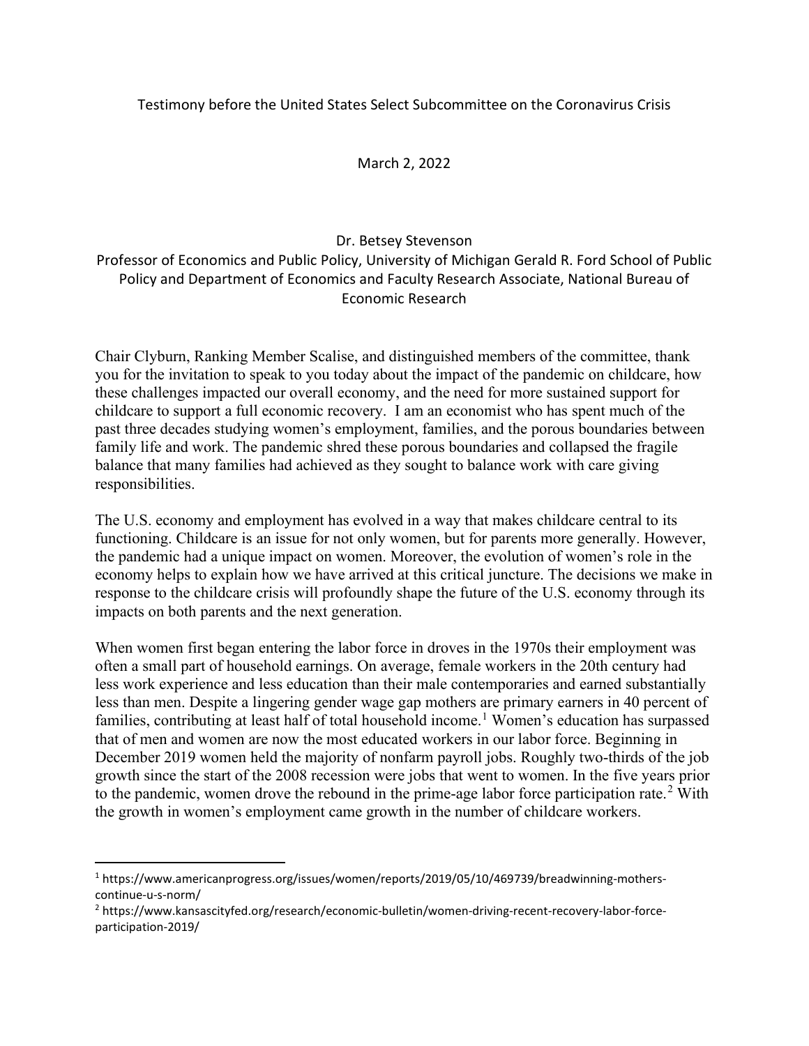Testimony before the United States Select Subcommittee on the Coronavirus Crisis

March 2, 2022

Dr. Betsey Stevenson
Professor of Economics and Public Policy, University of Michigan Gerald R. Ford School of Public Policy and Department of Economics and Faculty Research Associate, National Bureau of Economic Research

Chair Clyburn, Ranking Member Scalise, and distinguished members of the committee, thank you for the invitation to speak to you today about the impact of the pandemic on childcare, how these challenges impacted our overall economy, and the need for more sustained support for childcare to support a full economic recovery. I am an economist who has spent much of the past three decades studying women's employment, families, and the porous boundaries between family life and work. The pandemic shred these porous boundaries and collapsed the fragile balance that many families had achieved as they sought to balance work with care giving responsibilities.

The U.S. economy and employment has evolved in a way that makes childcare central to its functioning. Childcare is an issue for not only women, but for parents more generally. However, the pandemic had a unique impact on women. Moreover, the evolution of women's role in the economy helps to explain how we have arrived at this critical juncture. The decisions we make in response to the childcare crisis will profoundly shape the future of the U.S. economy through its impacts on both parents and the next generation.

When women first began entering the labor force in droves in the 1970s their employment was often a small part of household earnings. On average, female workers in the 20th century had less work experience and less education than their male contemporaries and earned substantially less than men. Despite a lingering gender wage gap mothers are primary earners in 40 percent of families, contributing at least half of total household income.[1] Women's education has surpassed that of men and women are now the most educated workers in our labor force. Beginning in December 2019 women held the majority of nonfarm payroll jobs. Roughly two-thirds of the job growth since the start of the 2008 recession were jobs that went to women. In the five years prior to the pandemic, women drove the rebound in the prime-age labor force participation rate.[2] With the growth in women's employment came growth in the number of childcare workers.

[1] https://www.americanprogress.org/issues/women/reports/2019/05/10/469739/breadwinning-mothers-continue-u-s-norm/

[2] https://www.kansascityfed.org/research/economic-bulletin/women-driving-recent-recovery-labor-force-participation-2019/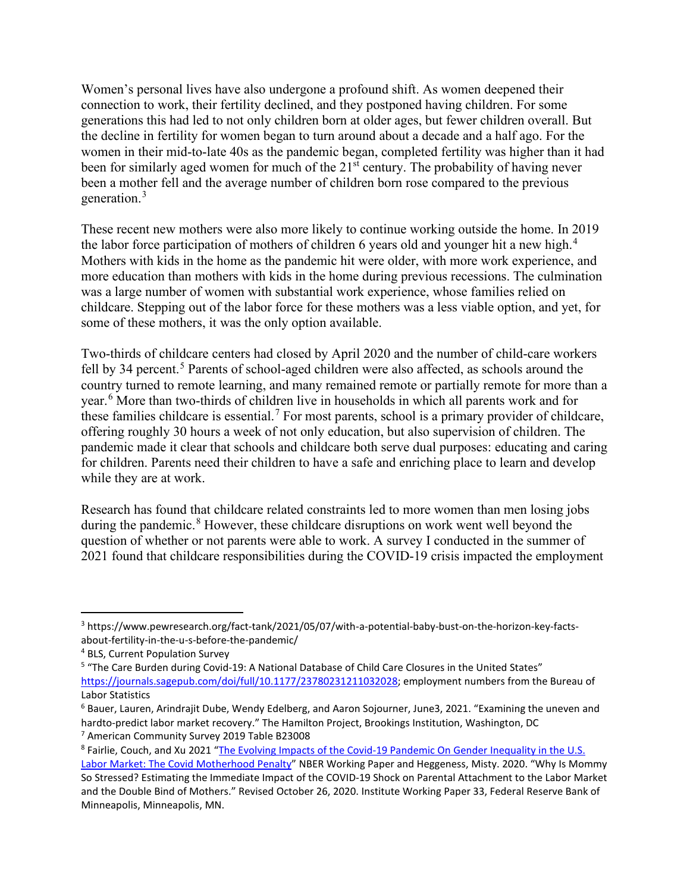Women's personal lives have also undergone a profound shift. As women deepened their connection to work, their fertility declined, and they postponed having children. For some generations this had led to not only children born at older ages, but fewer children overall. But the decline in fertility for women began to turn around about a decade and a half ago. For the women in their mid-to-late 40s as the pandemic began, completed fertility was higher than it had been for similarly aged women for much of the 21st century. The probability of having never been a mother fell and the average number of children born rose compared to the previous generation.[3]

These recent new mothers were also more likely to continue working outside the home. In 2019 the labor force participation of mothers of children 6 years old and younger hit a new high.[4] Mothers with kids in the home as the pandemic hit were older, with more work experience, and more education than mothers with kids in the home during previous recessions. The culmination was a large number of women with substantial work experience, whose families relied on childcare. Stepping out of the labor force for these mothers was a less viable option, and yet, for some of these mothers, it was the only option available.

Two-thirds of childcare centers had closed by April 2020 and the number of child-care workers fell by 34 percent.[5] Parents of school-aged children were also affected, as schools around the country turned to remote learning, and many remained remote or partially remote for more than a year.[6] More than two-thirds of children live in households in which all parents work and for these families childcare is essential.[7] For most parents, school is a primary provider of childcare, offering roughly 30 hours a week of not only education, but also supervision of children. The pandemic made it clear that schools and childcare both serve dual purposes: educating and caring for children. Parents need their children to have a safe and enriching place to learn and develop while they are at work.

Research has found that childcare related constraints led to more women than men losing jobs during the pandemic.[8] However, these childcare disruptions on work went well beyond the question of whether or not parents were able to work. A survey I conducted in the summer of 2021 found that childcare responsibilities during the COVID-19 crisis impacted the employment

---

[3] https://www.pewresearch.org/fact-tank/2021/05/07/with-a-potential-baby-bust-on-the-horizon-key-facts-about-fertility-in-the-u-s-before-the-pandemic/

[4] BLS, Current Population Survey

[5] "The Care Burden during Covid-19: A National Database of Child Care Closures in the United States" https://journals.sagepub.com/doi/full/10.1177/23780231211032028; employment numbers from the Bureau of Labor Statistics

[6] Bauer, Lauren, Arindrajit Dube, Wendy Edelberg, and Aaron Sojourner, June3, 2021. "Examining the uneven and hardto-predict labor market recovery." The Hamilton Project, Brookings Institution, Washington, DC

[7] American Community Survey 2019 Table B23008

[8] Fairlie, Couch, and Xu 2021 "The Evolving Impacts of the Covid-19 Pandemic On Gender Inequality in the U.S. Labor Market: The Covid Motherhood Penalty" NBER Working Paper and Heggeness, Misty. 2020. "Why Is Mommy So Stressed? Estimating the Immediate Impact of the COVID-19 Shock on Parental Attachment to the Labor Market and the Double Bind of Mothers." Revised October 26, 2020. Institute Working Paper 33, Federal Reserve Bank of Minneapolis, Minneapolis, MN.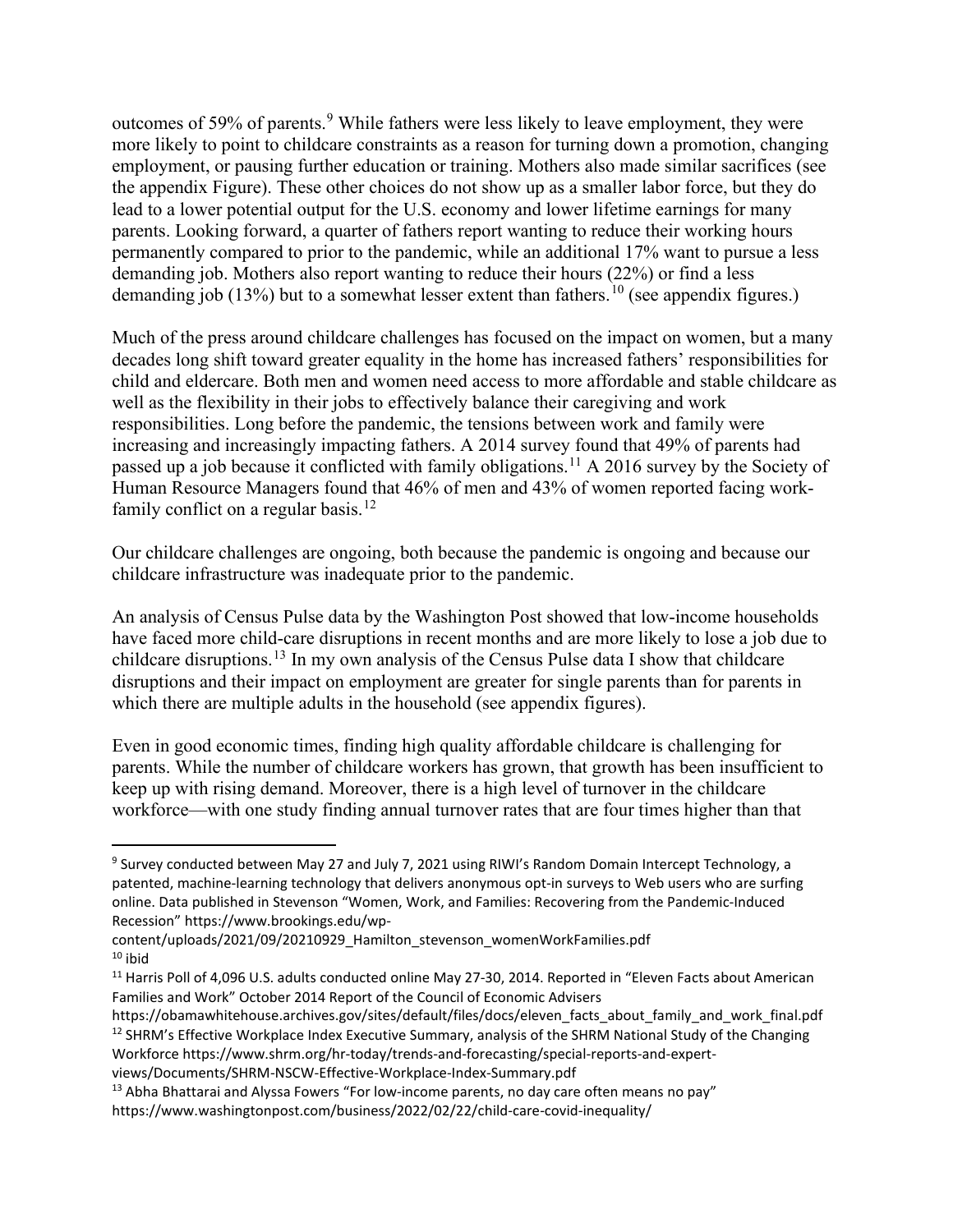outcomes of 59% of parents.[9] While fathers were less likely to leave employment, they were more likely to point to childcare constraints as a reason for turning down a promotion, changing employment, or pausing further education or training. Mothers also made similar sacrifices (see the appendix Figure). These other choices do not show up as a smaller labor force, but they do lead to a lower potential output for the U.S. economy and lower lifetime earnings for many parents. Looking forward, a quarter of fathers report wanting to reduce their working hours permanently compared to prior to the pandemic, while an additional 17% want to pursue a less demanding job. Mothers also report wanting to reduce their hours (22%) or find a less demanding job (13%) but to a somewhat lesser extent than fathers.[10] (see appendix figures.)

Much of the press around childcare challenges has focused on the impact on women, but a many decades long shift toward greater equality in the home has increased fathers' responsibilities for child and eldercare. Both men and women need access to more affordable and stable childcare as well as the flexibility in their jobs to effectively balance their caregiving and work responsibilities. Long before the pandemic, the tensions between work and family were increasing and increasingly impacting fathers. A 2014 survey found that 49% of parents had passed up a job because it conflicted with family obligations.[11] A 2016 survey by the Society of Human Resource Managers found that 46% of men and 43% of women reported facing work-family conflict on a regular basis.[12]

Our childcare challenges are ongoing, both because the pandemic is ongoing and because our childcare infrastructure was inadequate prior to the pandemic.

An analysis of Census Pulse data by the Washington Post showed that low-income households have faced more child-care disruptions in recent months and are more likely to lose a job due to childcare disruptions.[13] In my own analysis of the Census Pulse data I show that childcare disruptions and their impact on employment are greater for single parents than for parents in which there are multiple adults in the household (see appendix figures).

Even in good economic times, finding high quality affordable childcare is challenging for parents. While the number of childcare workers has grown, that growth has been insufficient to keep up with rising demand. Moreover, there is a high level of turnover in the childcare workforce—with one study finding annual turnover rates that are four times higher than that

---

[9] Survey conducted between May 27 and July 7, 2021 using RIWI's Random Domain Intercept Technology, a patented, machine-learning technology that delivers anonymous opt-in surveys to Web users who are surfing online. Data published in Stevenson "Women, Work, and Families: Recovering from the Pandemic-Induced Recession" https://www.brookings.edu/wp-content/uploads/2021/09/20210929_Hamilton_stevenson_womenWorkFamilies.pdf

[10] ibid

[11] Harris Poll of 4,096 U.S. adults conducted online May 27-30, 2014. Reported in "Eleven Facts about American Families and Work" October 2014 Report of the Council of Economic Advisers https://obamawhitehouse.archives.gov/sites/default/files/docs/eleven_facts_about_family_and_work_final.pdf

[12] SHRM's Effective Workplace Index Executive Summary, analysis of the SHRM National Study of the Changing Workforce https://www.shrm.org/hr-today/trends-and-forecasting/special-reports-and-expert-views/Documents/SHRM-NSCW-Effective-Workplace-Index-Summary.pdf

[13] Abha Bhattarai and Alyssa Fowers "For low-income parents, no day care often means no pay" https://www.washingtonpost.com/business/2022/02/22/child-care-covid-inequality/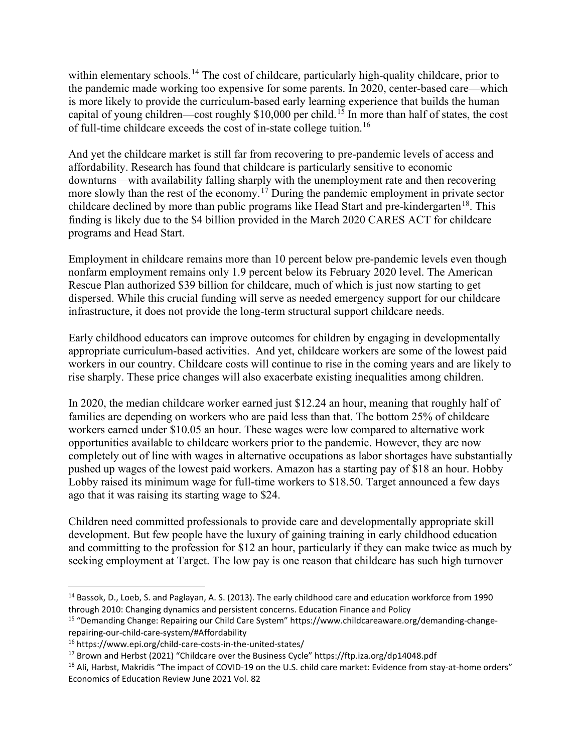within elementary schools.[14] The cost of childcare, particularly high-quality childcare, prior to the pandemic made working too expensive for some parents. In 2020, center-based care—which is more likely to provide the curriculum-based early learning experience that builds the human capital of young children—cost roughly $10,000 per child.[15] In more than half of states, the cost of full-time childcare exceeds the cost of in-state college tuition.[16]

And yet the childcare market is still far from recovering to pre-pandemic levels of access and affordability. Research has found that childcare is particularly sensitive to economic downturns—with availability falling sharply with the unemployment rate and then recovering more slowly than the rest of the economy.[17] During the pandemic employment in private sector childcare declined by more than public programs like Head Start and pre-kindergarten[18]. This finding is likely due to the $4 billion provided in the March 2020 CARES ACT for childcare programs and Head Start.

Employment in childcare remains more than 10 percent below pre-pandemic levels even though nonfarm employment remains only 1.9 percent below its February 2020 level. The American Rescue Plan authorized $39 billion for childcare, much of which is just now starting to get dispersed. While this crucial funding will serve as needed emergency support for our childcare infrastructure, it does not provide the long-term structural support childcare needs.

Early childhood educators can improve outcomes for children by engaging in developmentally appropriate curriculum-based activities. And yet, childcare workers are some of the lowest paid workers in our country. Childcare costs will continue to rise in the coming years and are likely to rise sharply. These price changes will also exacerbate existing inequalities among children.

In 2020, the median childcare worker earned just $12.24 an hour, meaning that roughly half of families are depending on workers who are paid less than that. The bottom 25% of childcare workers earned under $10.05 an hour. These wages were low compared to alternative work opportunities available to childcare workers prior to the pandemic. However, they are now completely out of line with wages in alternative occupations as labor shortages have substantially pushed up wages of the lowest paid workers. Amazon has a starting pay of $18 an hour. Hobby Lobby raised its minimum wage for full-time workers to $18.50. Target announced a few days ago that it was raising its starting wage to $24.

Children need committed professionals to provide care and developmentally appropriate skill development. But few people have the luxury of gaining training in early childhood education and committing to the profession for $12 an hour, particularly if they can make twice as much by seeking employment at Target. The low pay is one reason that childcare has such high turnover

---

[14] Bassok, D., Loeb, S. and Paglayan, A. S. (2013). The early childhood care and education workforce from 1990 through 2010: Changing dynamics and persistent concerns. Education Finance and Policy

[15] "Demanding Change: Repairing our Child Care System" https://www.childcareaware.org/demanding-change-repairing-our-child-care-system/#Affordability

[16] https://www.epi.org/child-care-costs-in-the-united-states/

[17] Brown and Herbst (2021) "Childcare over the Business Cycle" https://ftp.iza.org/dp14048.pdf

[18] Ali, Harbst, Makridis "The impact of COVID-19 on the U.S. child care market: Evidence from stay-at-home orders" Economics of Education Review June 2021 Vol. 82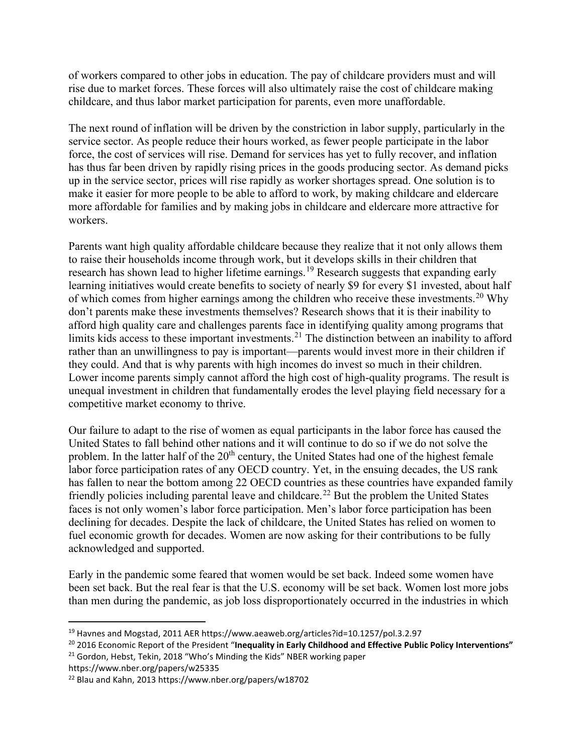of workers compared to other jobs in education. The pay of childcare providers must and will rise due to market forces. These forces will also ultimately raise the cost of childcare making childcare, and thus labor market participation for parents, even more unaffordable.

The next round of inflation will be driven by the constriction in labor supply, particularly in the service sector. As people reduce their hours worked, as fewer people participate in the labor force, the cost of services will rise. Demand for services has yet to fully recover, and inflation has thus far been driven by rapidly rising prices in the goods producing sector. As demand picks up in the service sector, prices will rise rapidly as worker shortages spread. One solution is to make it easier for more people to be able to afford to work, by making childcare and eldercare more affordable for families and by making jobs in childcare and eldercare more attractive for workers.

Parents want high quality affordable childcare because they realize that it not only allows them to raise their households income through work, but it develops skills in their children that research has shown lead to higher lifetime earnings.[19] Research suggests that expanding early learning initiatives would create benefits to society of nearly $9 for every $1 invested, about half of which comes from higher earnings among the children who receive these investments.[20] Why don't parents make these investments themselves? Research shows that it is their inability to afford high quality care and challenges parents face in identifying quality among programs that limits kids access to these important investments.[21] The distinction between an inability to afford rather than an unwillingness to pay is important—parents would invest more in their children if they could. And that is why parents with high incomes do invest so much in their children. Lower income parents simply cannot afford the high cost of high-quality programs. The result is unequal investment in children that fundamentally erodes the level playing field necessary for a competitive market economy to thrive.

Our failure to adapt to the rise of women as equal participants in the labor force has caused the United States to fall behind other nations and it will continue to do so if we do not solve the problem. In the latter half of the 20th century, the United States had one of the highest female labor force participation rates of any OECD country. Yet, in the ensuing decades, the US rank has fallen to near the bottom among 22 OECD countries as these countries have expanded family friendly policies including parental leave and childcare.[22] But the problem the United States faces is not only women's labor force participation. Men's labor force participation has been declining for decades. Despite the lack of childcare, the United States has relied on women to fuel economic growth for decades. Women are now asking for their contributions to be fully acknowledged and supported.

Early in the pandemic some feared that women would be set back. Indeed some women have been set back. But the real fear is that the U.S. economy will be set back. Women lost more jobs than men during the pandemic, as job loss disproportionately occurred in the industries in which

---

[19] Havnes and Mogstad, 2011 AER https://www.aeaweb.org/articles?id=10.1257/pol.3.2.97

[20] 2016 Economic Report of the President "**Inequality in Early Childhood and Effective Public Policy Interventions"**

[21] Gordon, Hebst, Tekin, 2018 "Who's Minding the Kids" NBER working paper https://www.nber.org/papers/w25335

[22] Blau and Kahn, 2013 https://www.nber.org/papers/w18702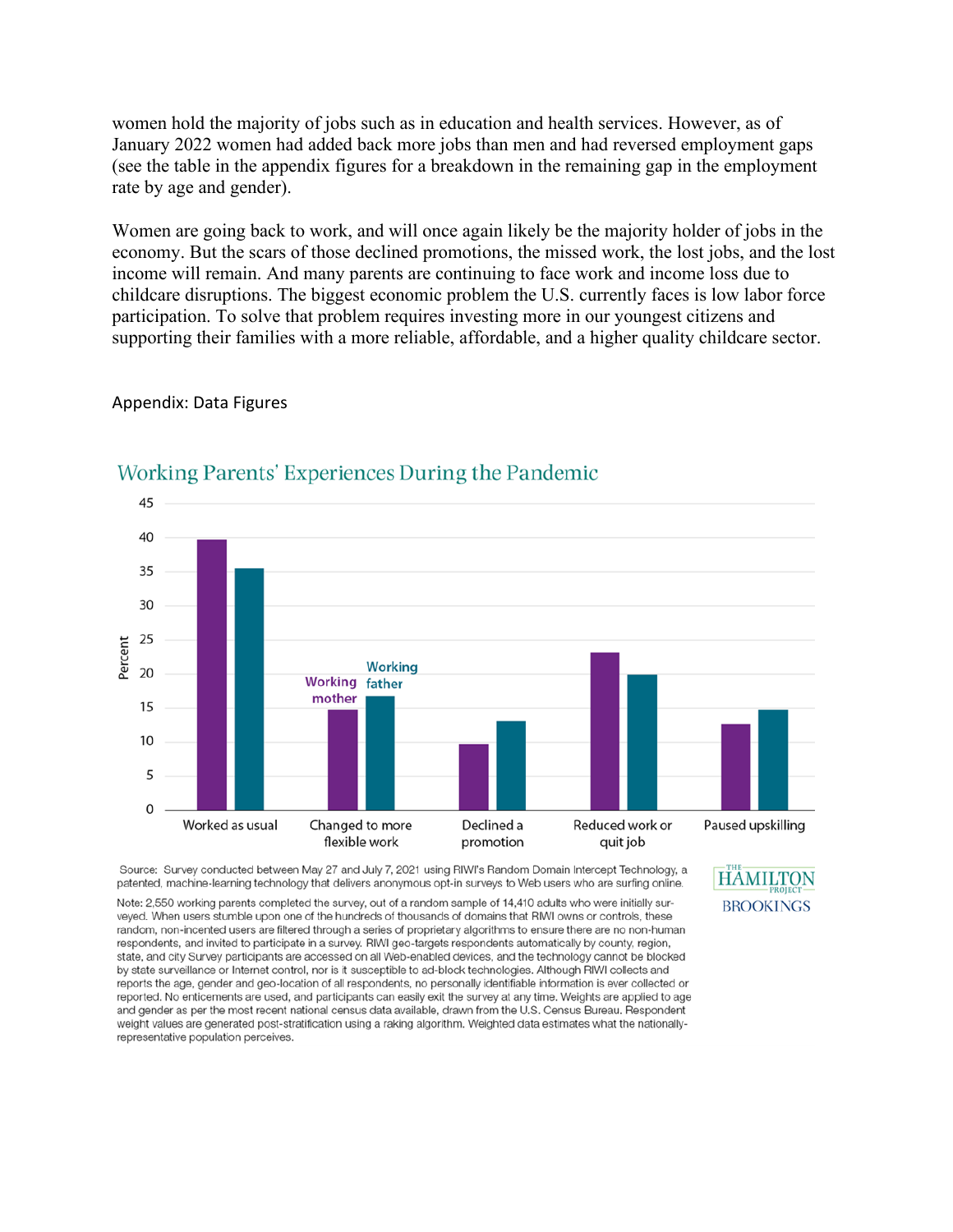women hold the majority of jobs such as in education and health services. However, as of January 2022 women had added back more jobs than men and had reversed employment gaps (see the table in the appendix figures for a breakdown in the remaining gap in the employment rate by age and gender).

Women are going back to work, and will once again likely be the majority holder of jobs in the economy. But the scars of those declined promotions, the missed work, the lost jobs, and the lost income will remain. And many parents are continuing to face work and income loss due to childcare disruptions. The biggest economic problem the U.S. currently faces is low labor force participation. To solve that problem requires investing more in our youngest citizens and supporting their families with a more reliable, affordable, and a higher quality childcare sector.

Appendix: Data Figures

## Working Parents' Experiences During the Pandemic

Source: Survey conducted between May 27 and July 7, 2021 using RIWI's Random Domain Intercept Technology, a patented, machine-learning technology that delivers anonymous opt-in surveys to Web users who are surfing online.

Note: 2,550 working parents completed the survey, out of a random sample of 14,410 adults who were initially surveyed. When users stumble upon one of the hundreds of thousands of domains that RIWI owns or controls, these random, non-incented users are filtered through a series of proprietary algorithms to ensure there are no non-human respondents, and invited to participate in a survey. RIWI geo-targets respondents automatically by county, region, state, and city Survey participants are accessed on all Web-enabled devices, and the technology cannot be blocked by state surveillance or Internet control, nor is it susceptible to ad-block technologies. Although RIWI collects and reports the age, gender and geo-location of all respondents, no personally identifiable information is ever collected or reported. No enticements are used, and participants can easily exit the survey at any time. Weights are applied to age and gender as per the most recent national census data available, drawn from the U.S. Census Bureau. Respondent weight values are generated post-stratification using a raking algorithm. Weighted data estimates what the nationally-representative population perceives.

THE HAMILTON PROJECT
BROOKINGS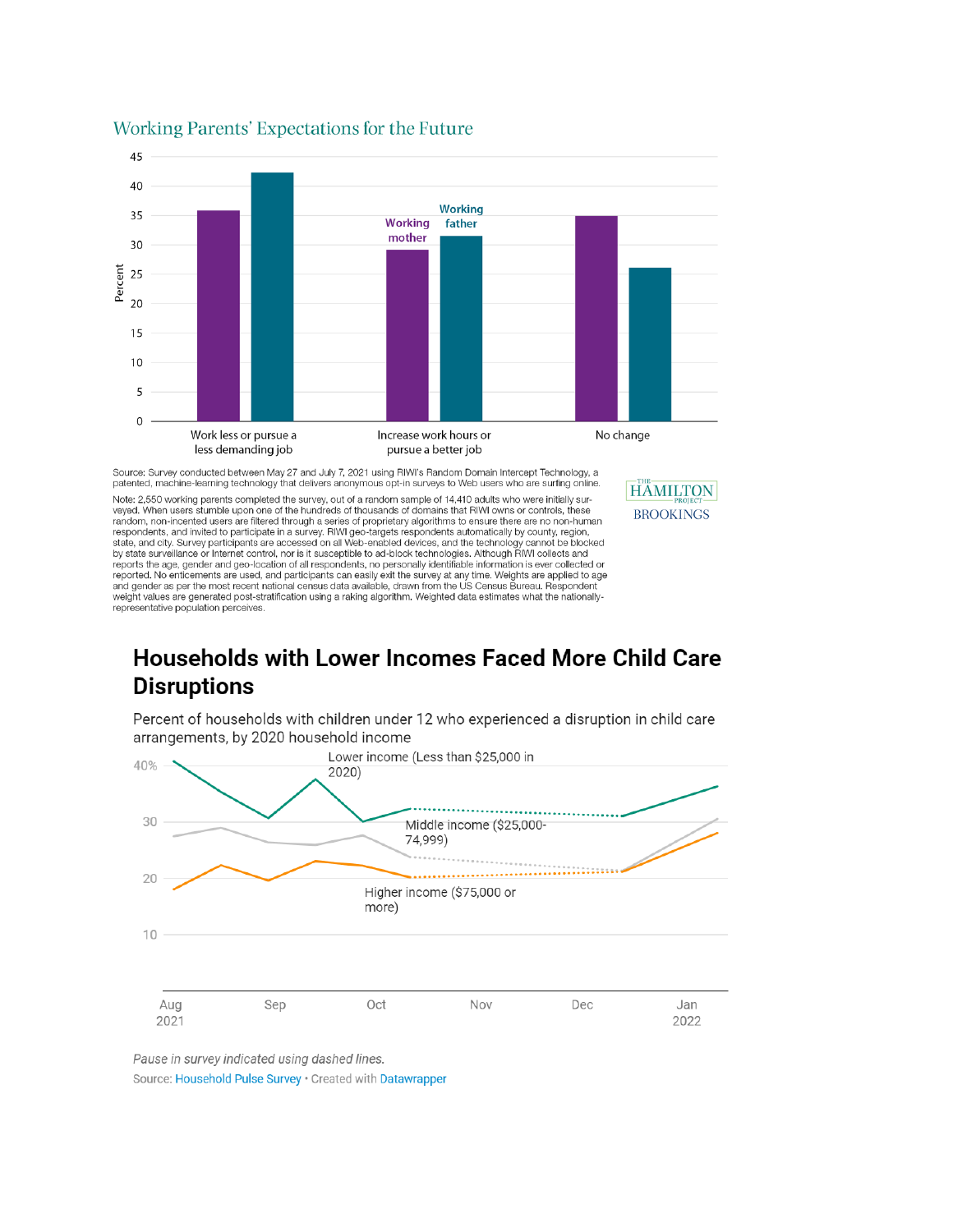Working Parents' Expectations for the Future

Source: Survey conducted between May 27 and July 7, 2021 using RIWI's Random Domain Intercept Technology, a patented, machine-learning technology that delivers anonymous opt-in surveys to Web users who are surfing online.

Note: 2,550 working parents completed the survey, out of a random sample of 14,410 adults who were initially surveyed. When users stumble upon one of the hundreds of thousands of domains that RIWI owns or controls, these random, non-incented users are filtered through a series of proprietary algorithms to ensure there are no non-human respondents, and invited to participate in a survey. RIWI geo-targets respondents automatically by county, region, state, and city. Survey participants are accessed on all Web-enabled devices, and the technology cannot be blocked by state surveillance or Internet control, nor is it susceptible to ad-block technologies. Although RIWI collects and reports the age, gender and geo-location of all respondents, no personally identifiable information is ever collected or reported. No enticements are used, and participants can easily exit the survey at any time. Weights are applied to age and gender as per the most recent national census data available, drawn from the US Census Bureau. Respondent weight values are generated post-stratification using a raking algorithm. Weighted data estimates what the nationally-representative population perceives.

## Households with Lower Incomes Faced More Child Care Disruptions

Percent of households with children under 12 who experienced a disruption in child care arrangements, by 2020 household income

*Pause in survey indicated using dashed lines.*

Source: Household Pulse Survey • Created with Datawrapper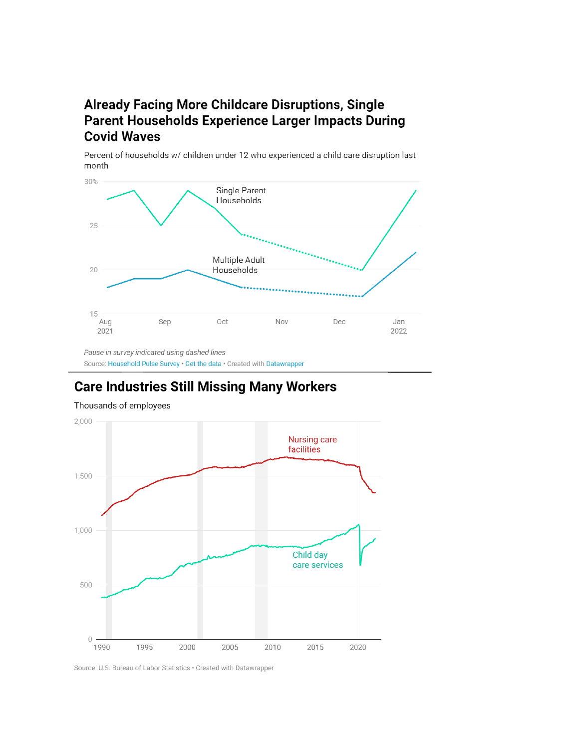## Already Facing More Childcare Disruptions, Single Parent Households Experience Larger Impacts During Covid Waves

Percent of households w/ children under 12 who experienced a child care disruption last month

30%

25

20

15

Single Parent Households

Multiple Adult Households

Aug 2021 | Sep | Oct | Nov | Dec | Jan 2022

*Pause in survey indicated using dashed lines*

Source: Household Pulse Survey • Get the data • Created with Datawrapper

## Care Industries Still Missing Many Workers

Thousands of employees

2,000

1,500

1,000

500

0

Nursing care facilities

Child day care services

1990 | 1995 | 2000 | 2005 | 2010 | 2015 | 2020

Source: U.S. Bureau of Labor Statistics • Created with Datawrapper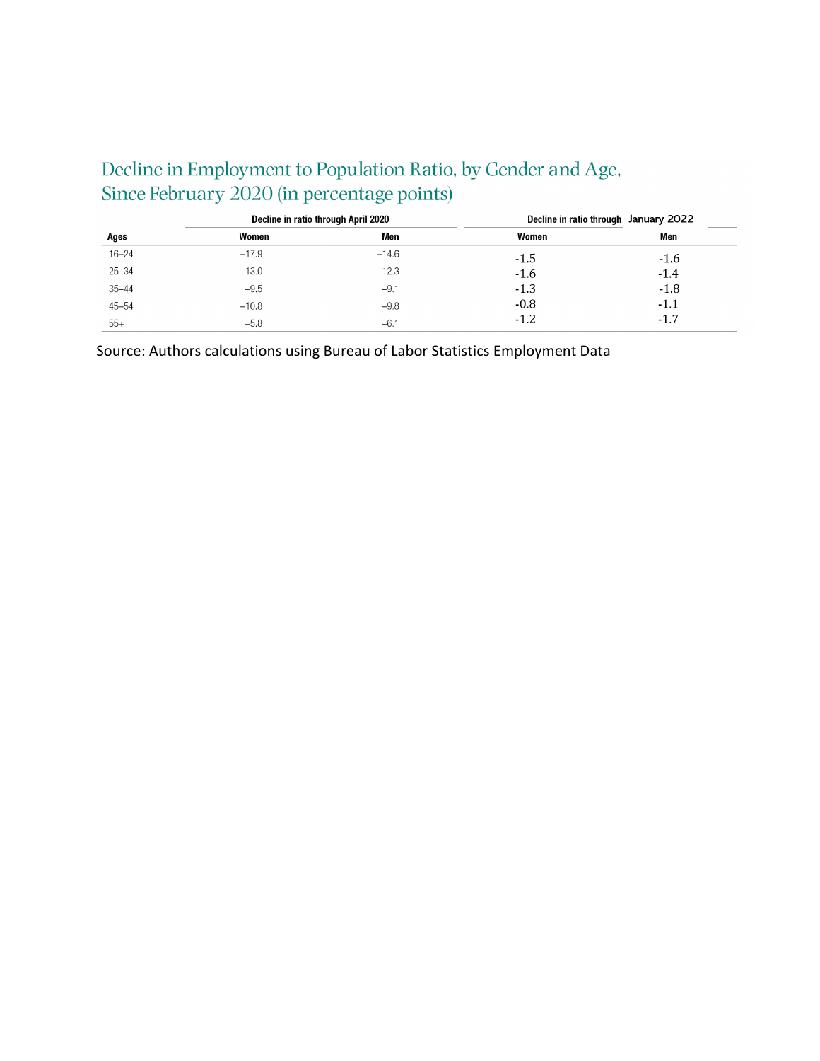## Decline in Employment to Population Ratio, by Gender and Age, Since February 2020 (in percentage points)

| | Decline in ratio through April 2020 | | Decline in ratio through January 2022 | |
|---|---|---|---|---|
| **Ages** | **Women** | **Men** | **Women** | **Men** |
| 16–24 | −17.9 | −14.6 | -1.5 | -1.6 |
| 25–34 | −13.0 | −12.3 | -1.6 | -1.4 |
| 35–44 | −9.5 | −9.1 | -1.3 | -1.8 |
| 45–54 | −10.8 | −9.8 | -0.8 | -1.1 |
| 55+ | −5.8 | −6.1 | -1.2 | -1.7 |

Source: Authors calculations using Bureau of Labor Statistics Employment Data